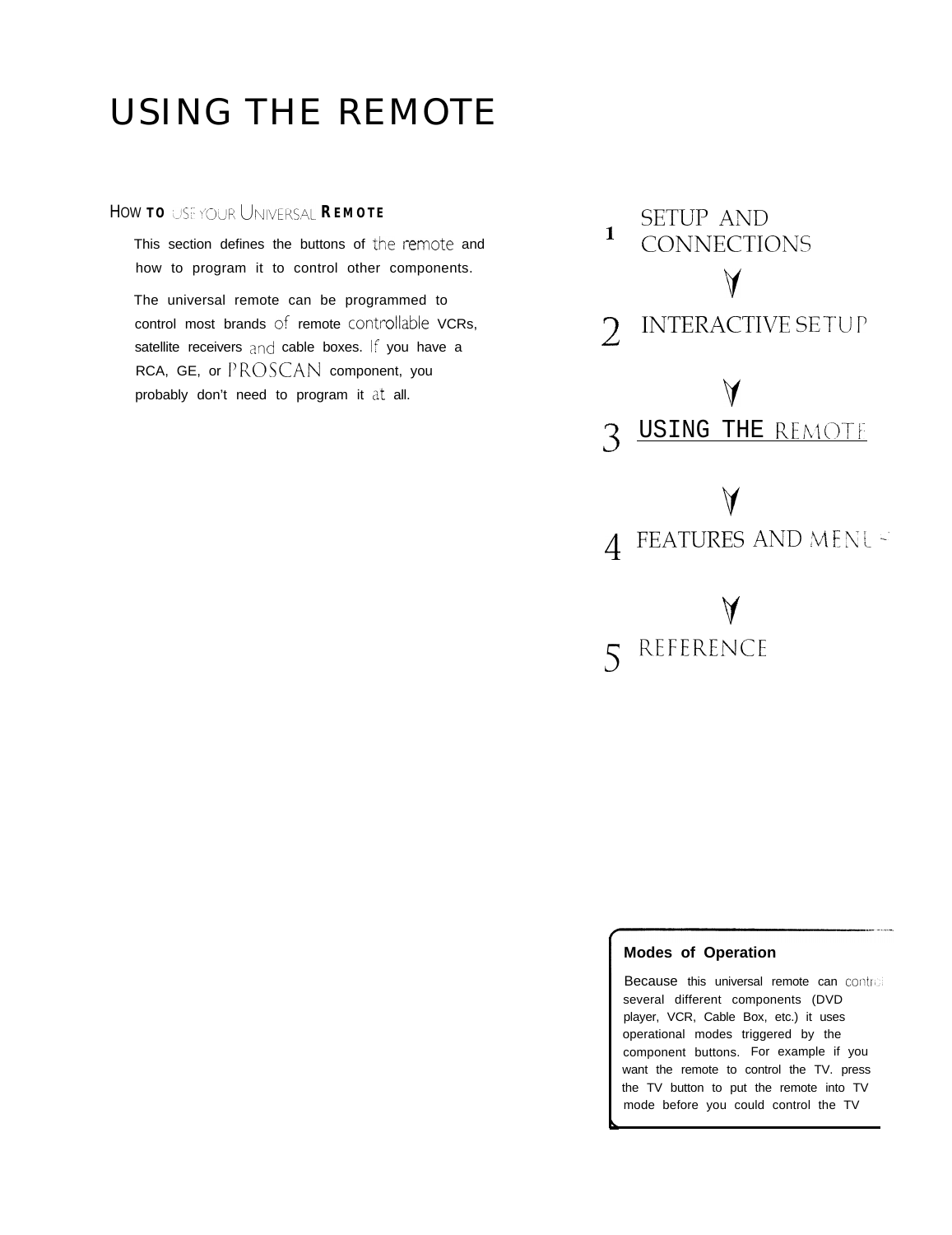# USING THE REMOTE

## HOW TO USE YOUR UNIVERSAL REMOTE

This section defines the buttons of the remote and how to program it to control other components.

The universal remote can be programmed to control most brands of remote controllable VCRs, satellite receivers and cable boxes. If you have a RCA, GE, or PROSCAN component, you probably don't need to program it at all.

1 SETUP AND CONNECTIONS

2 INTERACTIVE SETUP

3 USING THE REMOTE

4 FEATURES AND MENUS

5 REFERENCE

**Modes of Operation**

Because this universal remote can control several different components (DVD player, VCR, Cable Box, etc.) it uses operational modes triggered by the component buttons. For example if you want the remote to control the TV. press the TV button to put the remote into TV mode before you could control the TV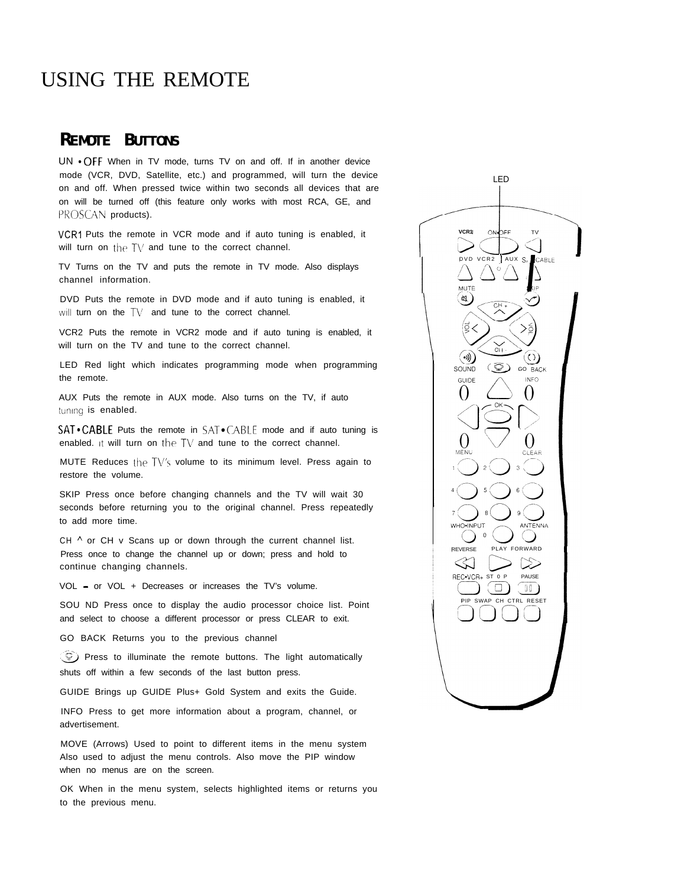# USING THE REMOTE

## REMOTE BUTTONS

**ON•OFF** When in TV mode, turns TV on and off. If in another device mode (VCR, DVD, Satellite, etc.) and programmed, will turn the device on and off. When pressed twice within two seconds all devices that are on will be turned off (this feature only works with most RCA, GE, and PROSCAN products).

**VCR1** Puts the remote in VCR mode and if auto tuning is enabled, it will turn on the TV and tune to the correct channel.

**TV** Turns on the TV and puts the remote in TV mode. Also displays channel information.

**DVD** Puts the remote in DVD mode and if auto tuning is enabled, it will turn on the TV and tune to the correct channel.

**VCR2** Puts the remote in VCR2 mode and if auto tuning is enabled, it will turn on the TV and tune to the correct channel.

**LED** Red light which indicates programming mode when programming the remote.

**AUX** Puts the remote in AUX mode. Also turns on the TV, if auto tuning is enabled.

**SAT•CABLE** Puts the remote in SAT•CABLE mode and if auto tuning is enabled. It will turn on the TV and tune to the correct channel.

**MUTE** Reduces the TV's volume to its minimum level. Press again to restore the volume.

**SKIP** Press once before changing channels and the TV will wait 30 seconds before returning you to the original channel. Press repeatedly to add more time.

**CH ^ or CH v** Scans up or down through the current channel list. Press once to change the channel up or down; press and hold to continue changing channels.

**VOL - or VOL +** Decreases or increases the TV's volume.

**SOUND** Press once to display the audio processor choice list. Point and select to choose a different processor or press CLEAR to exit.

**GO BACK** Returns you to the previous channel

Press to illuminate the remote buttons. The light automatically shuts off within a few seconds of the last button press.

**GUIDE** Brings up GUIDE Plus+ Gold System and exits the Guide.

**INFO** Press to get more information about a program, channel, or advertisement.

**MOVE (Arrows)** Used to point to different items in the menu system Also used to adjust the menu controls. Also move the PIP window when no menus are on the screen.

**OK** When in the menu system, selects highlighted items or returns you to the previous menu.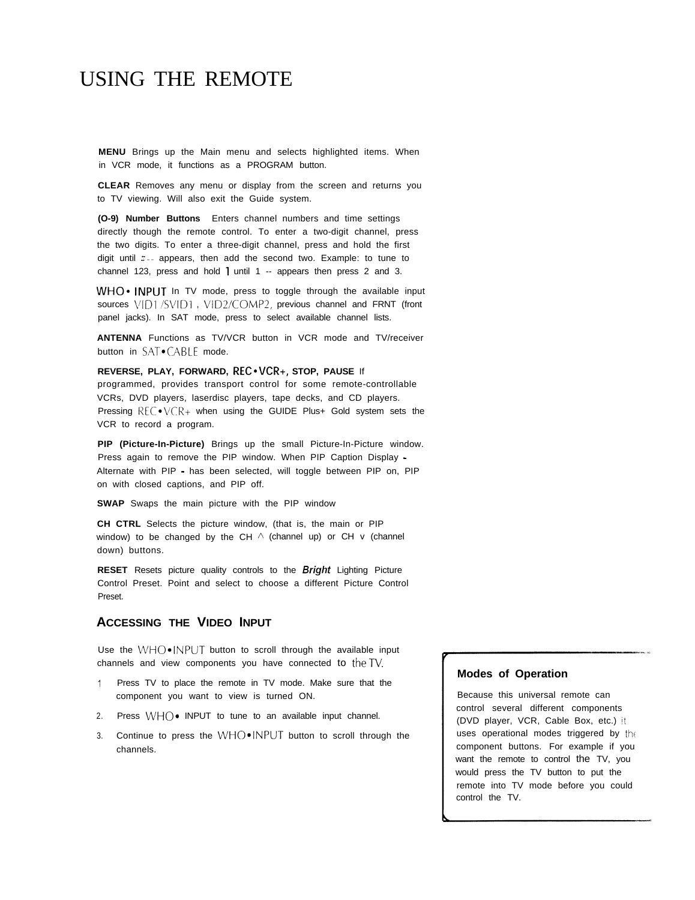# USING THE REMOTE

**MENU** Brings up the Main menu and selects highlighted items. When in VCR mode, it functions as a PROGRAM button.

**CLEAR** Removes any menu or display from the screen and returns you to TV viewing. Will also exit the Guide system.

**(O-9) Number Buttons** Enters channel numbers and time settings directly though the remote control. To enter a two-digit channel, press the two digits. To enter a three-digit channel, press and hold the first digit until 1-- appears, then add the second two. Example: to tune to channel 123, press and hold 1 until 1 -- appears then press 2 and 3.

**WHO• INPUT** In TV mode, press to toggle through the available input sources VID1/SVID1, VID2/COMP2, previous channel and FRNT (front panel jacks). In SAT mode, press to select available channel lists.

**ANTENNA** Functions as TV/VCR button in VCR mode and TV/receiver button in SAT•CABLE mode.

**REVERSE, PLAY, FORWARD, REC•VCR+, STOP, PAUSE** If programmed, provides transport control for some remote-controllable VCRs, DVD players, laserdisc players, tape decks, and CD players. Pressing REC•VCR+ when using the GUIDE Plus+ Gold system sets the VCR to record a program.

**PIP (Picture-In-Picture)** Brings up the small Picture-In-Picture window. Press again to remove the PIP window. When PIP Caption Display - Alternate with PIP - has been selected, will toggle between PIP on, PIP on with closed captions, and PIP off.

**SWAP** Swaps the main picture with the PIP window

**CH CTRL** Selects the picture window, (that is, the main or PIP window) to be changed by the CH ^ (channel up) or CH v (channel down) buttons.

**RESET** Resets picture quality controls to the ***Bright*** Lighting Picture Control Preset. Point and select to choose a different Picture Control Preset.

## ACCESSING THE VIDEO INPUT

Use the WHO•INPUT button to scroll through the available input channels and view components you have connected to the TV.

1. Press TV to place the remote in TV mode. Make sure that the component you want to view is turned ON.
2. Press WHO• INPUT to tune to an available input channel.
3. Continue to press the WHO•INPUT button to scroll through the channels.

**Modes of Operation**

Because this universal remote can control several different components (DVD player, VCR, Cable Box, etc.) it uses operational modes triggered by the component buttons. For example if you want the remote to control the TV, you would press the TV button to put the remote into TV mode before you could control the TV.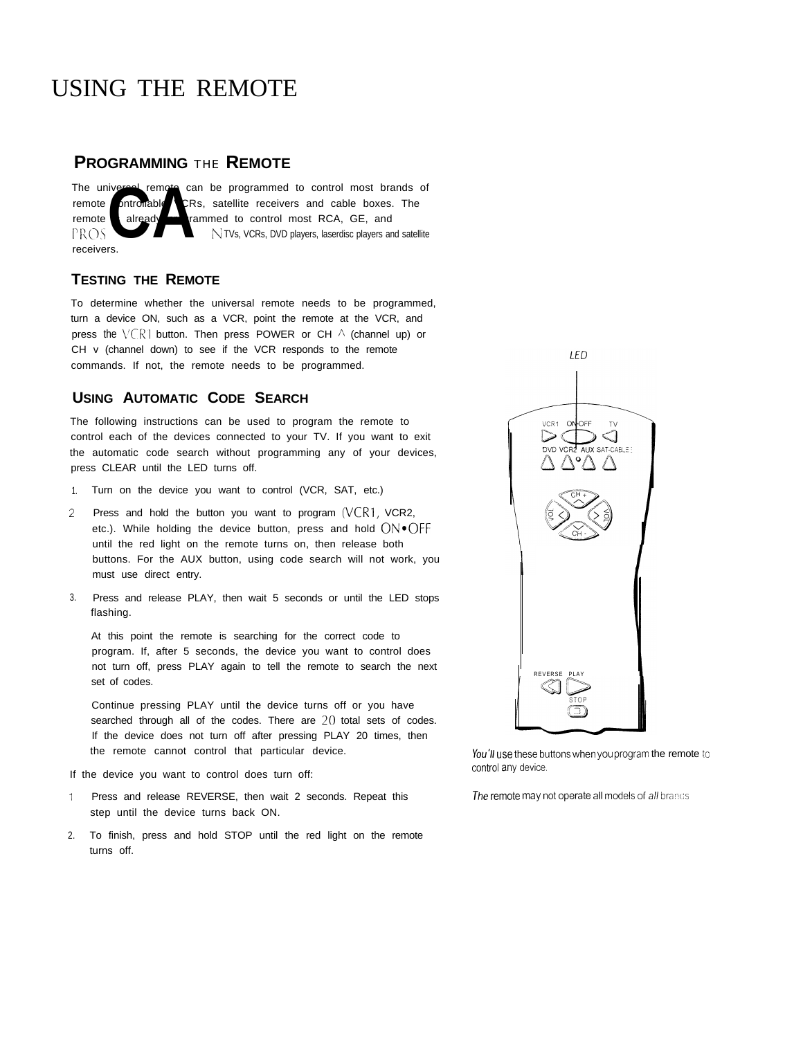# USING THE REMOTE

## PROGRAMMING THE REMOTE

The universal remote can be programmed to control most brands of remote controllable VCRs, satellite receivers and cable boxes. The remote is already programmed to control most RCA, GE, and PROSCAN TVs, VCRs, DVD players, laserdisc players and satellite receivers.

### TESTING THE REMOTE

To determine whether the universal remote needs to be programmed, turn a device ON, such as a VCR, point the remote at the VCR, and press the VCR1 button. Then press POWER or CH ^ (channel up) or CH v (channel down) to see if the VCR responds to the remote commands. If not, the remote needs to be programmed.

### USING AUTOMATIC CODE SEARCH

The following instructions can be used to program the remote to control each of the devices connected to your TV. If you want to exit the automatic code search without programming any of your devices, press CLEAR until the LED turns off.

1. Turn on the device you want to control (VCR, SAT, etc.)
2. Press and hold the button you want to program (VCR1, VCR2, etc.). While holding the device button, press and hold ON•OFF until the red light on the remote turns on, then release both buttons. For the AUX button, using code search will not work, you must use direct entry.
3. Press and release PLAY, then wait 5 seconds or until the LED stops flashing.

   At this point the remote is searching for the correct code to program. If, after 5 seconds, the device you want to control does not turn off, press PLAY again to tell the remote to search the next set of codes.

   Continue pressing PLAY until the device turns off or you have searched through all of the codes. There are 20 total sets of codes. If the device does not turn off after pressing PLAY 20 times, then the remote cannot control that particular device.

If the device you want to control does turn off:

1. Press and release REVERSE, then wait 2 seconds. Repeat this step until the device turns back ON.
2. To finish, press and hold STOP until the red light on the remote turns off.

*You'll use these buttons when you program the remote to control any device.*

*The remote may not operate all models of all brands*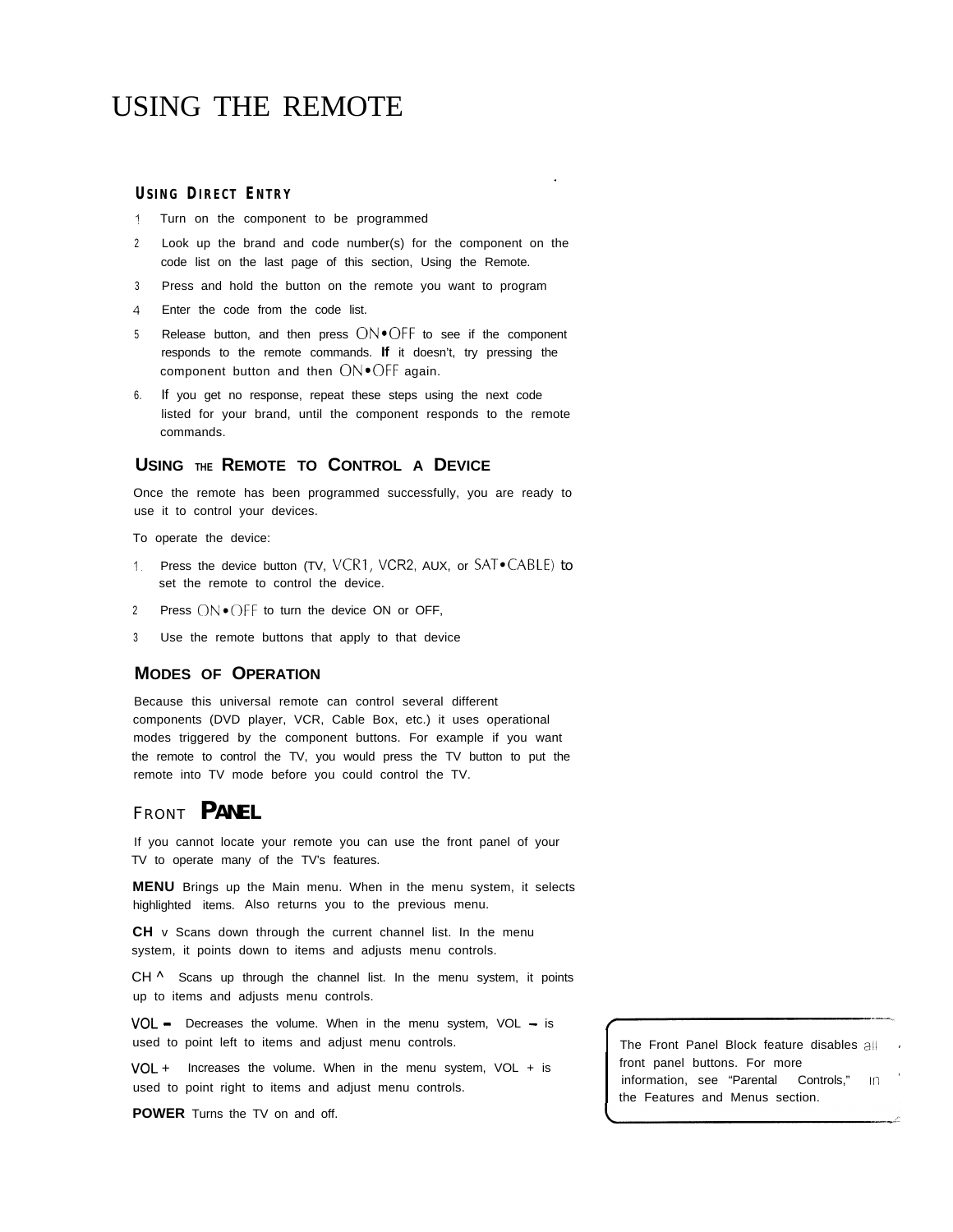# USING THE REMOTE

### USING DIRECT ENTRY

1. Turn on the component to be programmed
2. Look up the brand and code number(s) for the component on the code list on the last page of this section, Using the Remote.
3. Press and hold the button on the remote you want to program
4. Enter the code from the code list.
5. Release button, and then press ON•OFF to see if the component responds to the remote commands. If it doesn't, try pressing the component button and then ON•OFF again.
6. If you get no response, repeat these steps using the next code listed for your brand, until the component responds to the remote commands.

### USING THE REMOTE TO CONTROL A DEVICE

Once the remote has been programmed successfully, you are ready to use it to control your devices.

To operate the device:

1. Press the device button (TV, VCR1, VCR2, AUX, or SAT•CABLE) to set the remote to control the device.
2. Press ON•OFF to turn the device ON or OFF,
3. Use the remote buttons that apply to that device

### MODES OF OPERATION

Because this universal remote can control several different components (DVD player, VCR, Cable Box, etc.) it uses operational modes triggered by the component buttons. For example if you want the remote to control the TV, you would press the TV button to put the remote into TV mode before you could control the TV.

### FRONT PANEL

If you cannot locate your remote you can use the front panel of your TV to operate many of the TV's features.

**MENU** Brings up the Main menu. When in the menu system, it selects highlighted items. Also returns you to the previous menu.

**CH v** Scans down through the current channel list. In the menu system, it points down to items and adjusts menu controls.

**CH ^** Scans up through the channel list. In the menu system, it points up to items and adjusts menu controls.

**VOL –** Decreases the volume. When in the menu system, VOL – is used to point left to items and adjust menu controls.

**VOL +** Increases the volume. When in the menu system, VOL + is used to point right to items and adjust menu controls.

**POWER** Turns the TV on and off.

> The Front Panel Block feature disables all front panel buttons. For more information, see "Parental Controls," in the Features and Menus section.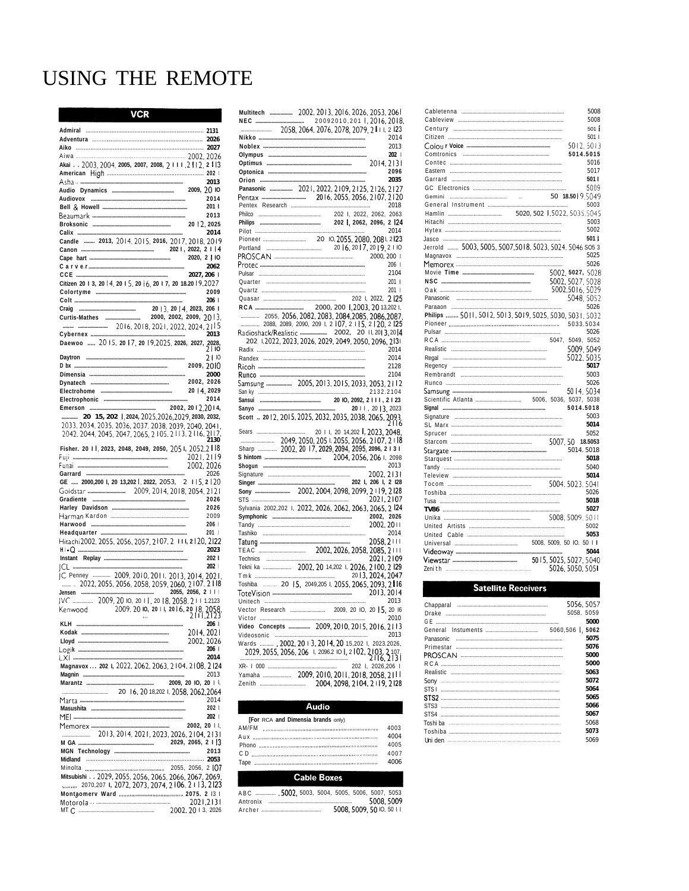# USING THE REMOTE

## VCR

| | |
|---|---|
| Admiral | 2131 |
| Adventura | 2026 |
| Aiko | 2027 |
| Aiwa | 2002, 2026 |
| Akai | 2003, 2004, 2005, 2007, 2008, 2111, 2112, 2113 |
| American High | 2021 |
| Asha | 2013 |
| Audio Dynamics | 2009, 2010 |
| Audiovox | 2014 |
| Bell & Howell | 2011 |
| Beaumark | 2013 |
| Broksonic | 2012, 2025 |
| Calix | 2014 |
| Candle | 2013, 2014, 2015, 2016, 2017, 2018, 2019 |
| Canon | 2021, 2022, 2114 |
| Cape hart | 2020, 2110 |
| Carver | 2062 |
| CCE | 2027, 2061 |
| Citizen | 2013, 2014, 2015, 2016, 2017, 2018, 2019, 2027 |
| Colortyme | 2009 |
| Colt | 2061 |
| Craig | 2013, 2014, 2023, 2061 |
| Curtis-Mathes | 2000, 2002, 2009, 2013, 2016, 2018, 2021, 2022, 2024, 2115 |
| Cybernex | 2013 |
| Daewoo | 2015, 2017, 2019, 2025, 2026, 2027, 2028, 2110 |
| Daytron | 2110 |
| D bx | 2009, 2010 |
| Dimensia | 2000 |
| Dynatech | 2002, 2026 |
| Electrohome | 2014, 2029 |
| Electrophonic | 2014 |
| Emerson | 2002, 2012, 2014, 2015, 2021, 2024, 2025, 2026, 2029, 2030, 2032, 2033, 2034, 2035, 2036, 2037, 2038, 2039, 2040, 2041, 2042, 2044, 2045, 2047, 2065, 2105, 2113, 2116, 2117, 2130 |
| Fisher | 2011, 2023, 2048, 2049, 2050, 2051, 2052, 2118 |
| Fuji | 2021, 2119 |
| Funai | 2002, 2026 |
| Garrard | 2026 |
| GE | 2000, 2001, 2013, 2021, 2022, 2053, 2115, 2120 |
| Goldstar | 2009, 2014, 2018, 2054, 2121 |
| Gradiente | 2026 |
| Harley Davidson | 2026 |
| Harman Kardon | 2009 |
| Harwood | 2061 |
| Headquarter | 2011 |
| Hitachi | 2002, 2055, 2056, 2057, 2107, 2111, 2120, 2122 |
| HI-Q | 2023 |
| Instant Replay | 2021 |
| JCL | 2021 |
| JC Penney | 2009, 2010, 2011, 2013, 2014, 2021, 2022, 2055, 2056, 2058, 2059, 2060, 2107, 2118 |
| Jensen | 2055, 2056, 2111 |
| JVC | 2009, 2010, 2011, 2018, 2058, 2111, 2123 |
| Kenwood | 2009, 2010, 2011, 2016, 2018, 2058, 2111, 2123 |
| KLH | 2061 |
| Kodak | 2014, 2021 |
| Lloyd | 2002, 2026 |
| Logik | 2061 |
| LXI | 2014 |
| Magnavox | 2021, 2022, 2062, 2063, 2104, 2108, 2124 |
| Magnin | 2013 |
| Marantz | 2009, 2010, 2011, 2016, 2018, 2021, 2058, 2062, 2064 |
| Marta | 2014 |
| Masushita | 2021 |
| MEI | 2021 |
| Memorex | 2002, 2011, 2013, 2014, 2021, 2023, 2026, 2104, 2131 |
| M GA | 2029, 2065, 2113 |
| MGN Technology | 2013 |
| Midland | 2053 |
| Minolta | 2055, 2056, 2107 |
| Mitsubishi | 2029, 2055, 2056, 2065, 2066, 2067, 2069, 2070, 2071, 2072, 2073, 2074, 2106, 2113, 2123 |
| Montgomery Ward | 2075, 2131 |
| Motorola | 2021, 2131 |
| MT C | 2002, 2013, 2026 |
| Multitech | 2002, 2013, 2016, 2026, 2053, 2061 |
| NEC | 2009, 2010, 2011, 2016, 2018, 2058, 2064, 2076, 2078, 2079, 2111, 2123 |
| Nikko | 2014 |
| Noblex | 2013 |
| Olympus | 2021 |
| Optimus | 2014, 2131 |
| Optonica | 2096 |
| Orion | 2035 |
| Panasonic | 2021, 2022, 2109, 2125, 2126, 2127 |
| Pentax | 2016, 2055, 2056, 2107, 2120 |
| Pentex Research | 2018 |
| Philco | 2021, 2022, 2062, 2063 |
| Philips | 2021, 2062, 2096, 2124 |
| Pilot | 2014 |
| Pioneer | 2010, 2055, 2080, 2081, 2123 |
| Portland | 2016, 2017, 2019, 2110 |
| PROSCAN | 2000, 2001 |
| Protec | 2061 |
| Pulsar | 2104 |
| Quarter | 2011 |
| Quartz | 2011 |
| Quasar | 2021, 2022, 2125 |
| RCA | 2000, 2001, 2003, 2013, 2021, 2055, 2056, 2082, 2083, 2084, 2085, 2086, 2087, 2088, 2089, 2090, 2091, 2107, 2115, 2120, 2125 |
| Radioshack/Realistic | 2002, 2011, 2013, 2014, 2022, 2023, 2026, 2029, 2049, 2050, 2096, 2131 |
| Radix | 2014 |
| Randex | 2014 |
| Ricoh | 2128 |
| Runco | 2104 |
| Samsung | 2005, 2013, 2015, 2033, 2053, 2112 |
| San ky | 2132, 2104 |
| Sansui | 2010, 2092, 2111, 2123 |
| Sanyo | 2011, 2013, 2023 |
| Scott | 2012, 2015, 2025, 2032, 2035, 2038, 2065, 2093, 2116 |
| Sears | 2011, 2014, 2021, 2023, 2048, 2049, 2050, 2051, 2055, 2056, 2107, 2118 |
| Sharp | 2002, 2017, 2029, 2094, 2095, 2096, 2131 |
| S hintom | 2004, 2056, 2061, 2098 |
| Shogun | 2013 |
| Signature | 2002, 2131 |
| Singer | 2021, 2061, 2128 |
| Sony | 2002, 2004, 2098, 2099, 2119, 2128 |
| STS | 2021, 2107 |
| Sylvania | 2002, 2021, 2022, 2026, 2062, 2063, 2065, 2124 |
| Symphonic | 2002, 2026 |
| Tandy | 2002, 2011 |
| Tashiko | 2014 |
| Tatung | 2058, 2111 |
| TEAC | 2002, 2026, 2058, 2085, 2111 |
| Technics | 2021, 2109 |
| Tekni ka | 2002, 2014, 2021, 2026, 2100, 2129 |
| Tmk | 2013, 2024, 2047 |
| Toshiba | 2015, 2049, 2051, 2055, 2065, 2093, 2116 |
| ToteVision | 2013, 2014 |
| Unitech | 2013 |
| Vector Research | 2009, 2010, 2015, 2016 |
| Victor | 2010 |
| Video Concepts | 2009, 2010, 2015, 2016, 2113 |
| Videosonic | 2013 |
| Wards | 2002, 2013, 2014, 2015, 2021, 2023, 2026, 2029, 2055, 2056, 2061, 2096, 2101, 2102, 2103, 2107, 2116, 2131 |
| XR-1000 | 2021, 2026, 2061 |
| Yamaha | 2009, 2010, 2011, 2018, 2058, 2111 |
| Zenith | 2004, 2098, 2104, 2119, 2128 |

## Audio

[For RCA and Dimensia brands only)

| | |
|---|---|
| AM/FM | 4003 |
| Aux | 4004 |
| Phono | 4005 |
| CD | 4007 |
| Tape | 4006 |

## Cable Boxes

| | |
|---|---|
| ABC | 5002, 5003, 5004, 5005, 5006, 5007, 5053 |
| Antronix | 5008, 5009 |
| Archer | 5008, 5009, 5010, 5011 |
| Cabletenna | 5008 |
| Cableview | 5008 |
| Century | 5011 |
| Citizen | 5011 |
| Colour Voice | 5012, 5013 |
| Comtronics | 5014, 5015 |
| Contec | 5016 |
| Eastern | 5017 |
| Garrard | 5011 |
| GC Electronics | 5009 |
| Gemini | 5018, 5019, 5049 |
| General Instrument | 5003 |
| Hamlin | 5020, 5021, 5022, 5035, 5045 |
| Hitachi | 5003 |
| Hytex | 5002 |
| Jasco | 5011 |
| Jerrold | 5003, 5005, 5007, 5018, 5023, 5024, 5046, 5053 |
| Magnavox | 5025 |
| Memorex | 5026 |
| Movie Time | 5002, 5027, 5028 |
| NSC | 5002, 5027, 5028 |
| Oak | 5002, 5016, 5029 |
| Panasonic | 5048, 5052 |
| Paraaon | 5026 |
| Philips | 5011, 5012, 5013, 5019, 5025, 5030, 5031, 5032 |
| Pioneer | 5033, 5034 |
| Pulsar | 5026 |
| RCA | 5047, 5049, 5052 |
| Realistic | 5009, 5049 |
| Regal | 5022, 5035 |
| Regency | 5017 |
| Rembrandt | 5003 |
| Runco | 5026 |
| Samsung | 5014, 5034 |
| Scientific Atlanta | 5006, 5036, 5037, 5038 |
| Signal | 5014, 5018 |
| Signature | 5003 |
| SL Marx | 5014 |
| Sprucer | 5052 |
| Starcom | 5007, 5018, 5053 |
| Stargate | 5014, 5018 |
| Starquest | 5018 |
| Tandy | 5040 |
| Teleview | 5014 |
| Tocom | 5004, 5023, 5041 |
| Toshiba | 5026 |
| Tusa | 5018 |
| TV86 | 5027 |
| Unika | 5008, 5009, 5011 |
| United Artists | 5002 |
| United Cable | 5053 |
| Universal | 5008, 5009, 5010, 5011 |
| Videoway | 5044 |
| Viewstar | 5015, 5025, 5027, 5040 |
| Zenith | 5026, 5050, 5051 |

## Satellite Receivers

| | |
|---|---|
| Chapparal | 5056, 5057 |
| Drake | 5058, 5059 |
| GE | 5000 |
| General Instuments | 5060, 5061, 5062 |
| Panasonic | 5075 |
| Primestar | 5076 |
| PROSCAN | 5000 |
| RCA | 5000 |
| Realistic | 5063 |
| Sony | 5072 |
| STS1 | 5064 |
| STS2 | 5065 |
| STS3 | 5066 |
| STS4 | 5067 |
| Toshi ba | 5068 |
| Toshiba | 5073 |
| Uni den | 5069 |